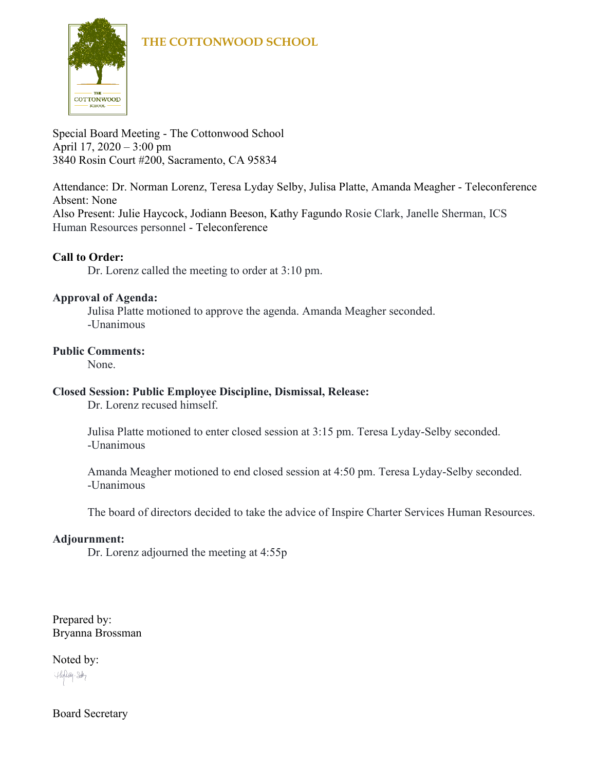**THE COTTONWOOD SCHOOL**

Special Board Meeting - The Cottonwood School
April 17, 2020 – 3:00 pm
3840 Rosin Court #200, Sacramento, CA 95834

Attendance: Dr. Norman Lorenz, Teresa Lyday Selby, Julisa Platte, Amanda Meagher - Teleconference
Absent: None
Also Present: Julie Haycock, Jodiann Beeson, Kathy Fagundo Rosie Clark, Janelle Sherman, ICS Human Resources personnel - Teleconference

**Call to Order:**

Dr. Lorenz called the meeting to order at 3:10 pm.

**Approval of Agenda:**

Julisa Platte motioned to approve the agenda. Amanda Meagher seconded.
-Unanimous

**Public Comments:**

None.

**Closed Session: Public Employee Discipline, Dismissal, Release:**

Dr. Lorenz recused himself.

Julisa Platte motioned to enter closed session at 3:15 pm. Teresa Lyday-Selby seconded.
-Unanimous

Amanda Meagher motioned to end closed session at 4:50 pm. Teresa Lyday-Selby seconded.
-Unanimous

The board of directors decided to take the advice of Inspire Charter Services Human Resources.

**Adjournment:**

Dr. Lorenz adjourned the meeting at 4:55p

Prepared by:
Bryanna Brossman

Noted by:

Board Secretary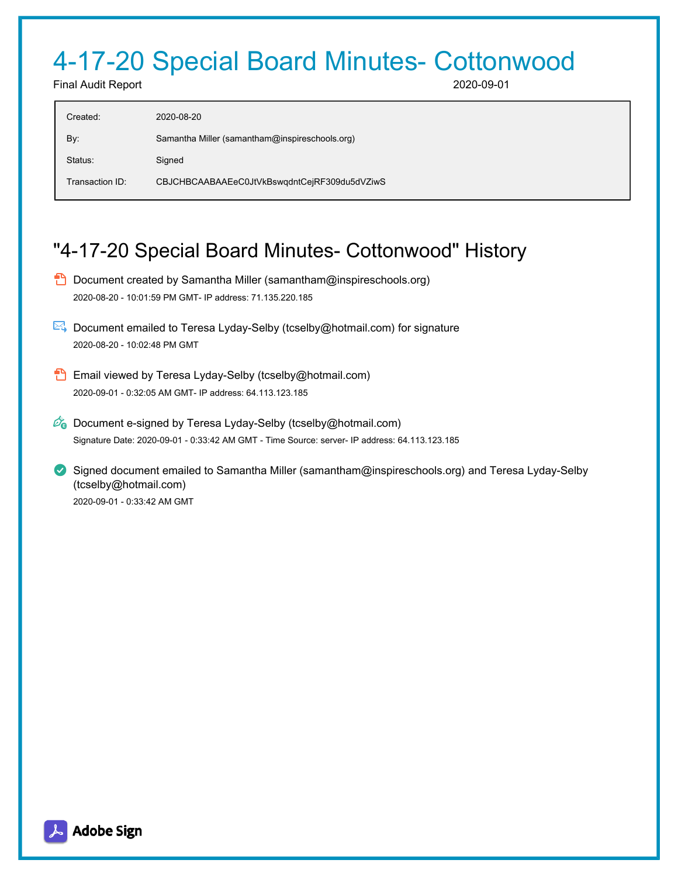# 4-17-20 Special Board Minutes- Cottonwood

Final Audit Report 2020-09-01

| | |
|---|---|
| Created: | 2020-08-20 |
| By: | Samantha Miller (samantham@inspireschools.org) |
| Status: | Signed |
| Transaction ID: | CBJCHBCAABAAEeC0JtVkBswqdntCejRF309du5dVZiwS |

## "4-17-20 Special Board Minutes- Cottonwood" History

- Document created by Samantha Miller (samantham@inspireschools.org)
  2020-08-20 - 10:01:59 PM GMT- IP address: 71.135.220.185

- Document emailed to Teresa Lyday-Selby (tcselby@hotmail.com) for signature
  2020-08-20 - 10:02:48 PM GMT

- Email viewed by Teresa Lyday-Selby (tcselby@hotmail.com)
  2020-09-01 - 0:32:05 AM GMT- IP address: 64.113.123.185

- Document e-signed by Teresa Lyday-Selby (tcselby@hotmail.com)
  Signature Date: 2020-09-01 - 0:33:42 AM GMT - Time Source: server- IP address: 64.113.123.185

- Signed document emailed to Samantha Miller (samantham@inspireschools.org) and Teresa Lyday-Selby (tcselby@hotmail.com)
  2020-09-01 - 0:33:42 AM GMT

Adobe Sign